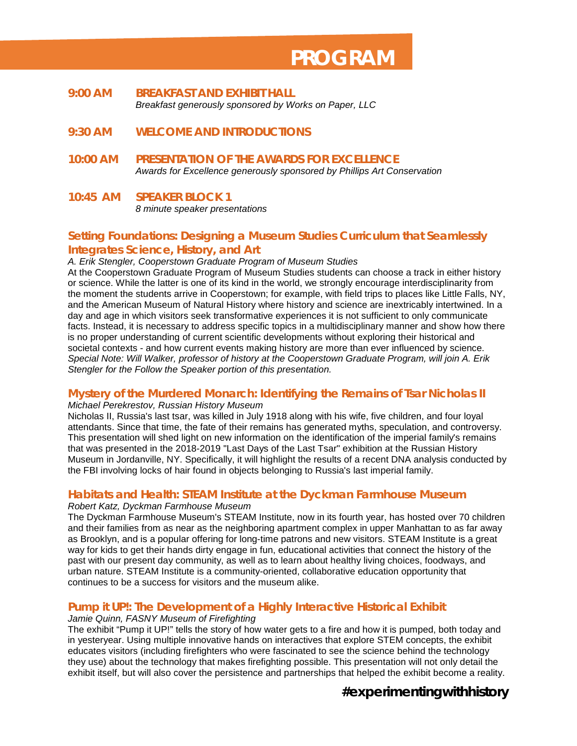# PROGRAM

**9:00 AM** **BREAKFAST AND EXHIBIT HALL**
*Breakfast generously sponsored by Works on Paper, LLC*

**9:30 AM** **WELCOME AND INTRODUCTIONS**

**10:00 AM** **PRESENTATION OF THE AWARDS FOR EXCELLENCE**
*Awards for Excellence generously sponsored by Phillips Art Conservation*

**10:45 AM** **SPEAKER BLOCK 1**
*8 minute speaker presentations*

## Setting Foundations: Designing a Museum Studies Curriculum that Seamlessly Integrates Science, History, and Art

*A. Erik Stengler, Cooperstown Graduate Program of Museum Studies*

At the Cooperstown Graduate Program of Museum Studies students can choose a track in either history or science. While the latter is one of its kind in the world, we strongly encourage interdisciplinarity from the moment the students arrive in Cooperstown; for example, with field trips to places like Little Falls, NY, and the American Museum of Natural History where history and science are inextricably intertwined. In a day and age in which visitors seek transformative experiences it is not sufficient to only communicate facts. Instead, it is necessary to address specific topics in a multidisciplinary manner and show how there is no proper understanding of current scientific developments without exploring their historical and societal contexts - and how current events making history are more than ever influenced by science. *Special Note: Will Walker, professor of history at the Cooperstown Graduate Program, will join A. Erik Stengler for the Follow the Speaker portion of this presentation.*

## Mystery of the Murdered Monarch: Identifying the Remains of Tsar Nicholas II

*Michael Perekrestov, Russian History Museum*

Nicholas II, Russia's last tsar, was killed in July 1918 along with his wife, five children, and four loyal attendants. Since that time, the fate of their remains has generated myths, speculation, and controversy. This presentation will shed light on new information on the identification of the imperial family's remains that was presented in the 2018-2019 "Last Days of the Last Tsar" exhibition at the Russian History Museum in Jordanville, NY. Specifically, it will highlight the results of a recent DNA analysis conducted by the FBI involving locks of hair found in objects belonging to Russia's last imperial family.

## Habitats and Health: STEAM Institute at the Dyckman Farmhouse Museum

*Robert Katz, Dyckman Farmhouse Museum*

The Dyckman Farmhouse Museum's STEAM Institute, now in its fourth year, has hosted over 70 children and their families from as near as the neighboring apartment complex in upper Manhattan to as far away as Brooklyn, and is a popular offering for long-time patrons and new visitors. STEAM Institute is a great way for kids to get their hands dirty engage in fun, educational activities that connect the history of the past with our present day community, as well as to learn about healthy living choices, foodways, and urban nature. STEAM Institute is a community-oriented, collaborative education opportunity that continues to be a success for visitors and the museum alike.

## Pump it UP!: The Development of a Highly Interactive Historical Exhibit

*Jamie Quinn, FASNY Museum of Firefighting*

The exhibit "Pump it UP!" tells the story of how water gets to a fire and how it is pumped, both today and in yesteryear. Using multiple innovative hands on interactives that explore STEM concepts, the exhibit educates visitors (including firefighters who were fascinated to see the science behind the technology they use) about the technology that makes firefighting possible. This presentation will not only detail the exhibit itself, but will also cover the persistence and partnerships that helped the exhibit become a reality.

**#experimentingwithhistory**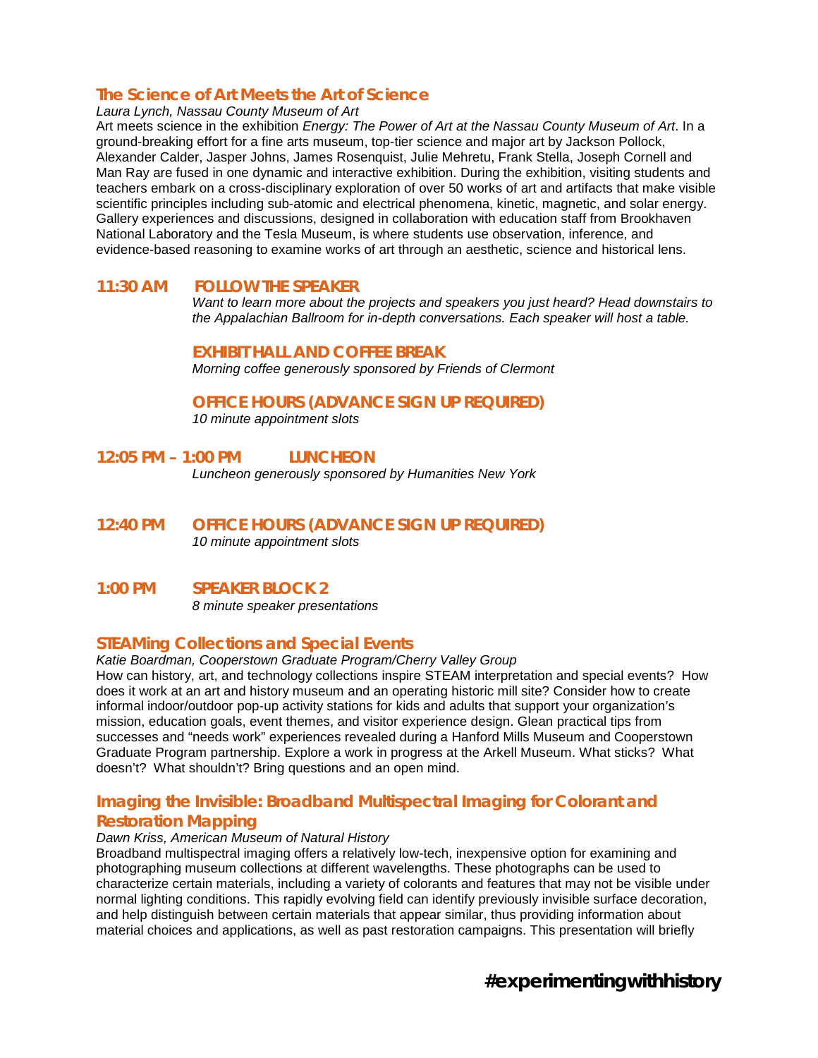### The Science of Art Meets the Art of Science

*Laura Lynch, Nassau County Museum of Art*

Art meets science in the exhibition *Energy: The Power of Art at the Nassau County Museum of Art*. In a ground-breaking effort for a fine arts museum, top-tier science and major art by Jackson Pollock, Alexander Calder, Jasper Johns, James Rosenquist, Julie Mehretu, Frank Stella, Joseph Cornell and Man Ray are fused in one dynamic and interactive exhibition. During the exhibition, visiting students and teachers embark on a cross-disciplinary exploration of over 50 works of art and artifacts that make visible scientific principles including sub-atomic and electrical phenomena, kinetic, magnetic, and solar energy. Gallery experiences and discussions, designed in collaboration with education staff from Brookhaven National Laboratory and the Tesla Museum, is where students use observation, inference, and evidence-based reasoning to examine works of art through an aesthetic, science and historical lens.

### 11:30 AM FOLLOW THE SPEAKER

*Want to learn more about the projects and speakers you just heard? Head downstairs to the Appalachian Ballroom for in-depth conversations. Each speaker will host a table.*

### EXHIBIT HALL AND COFFEE BREAK

*Morning coffee generously sponsored by Friends of Clermont*

### OFFICE HOURS (ADVANCE SIGN UP REQUIRED)

*10 minute appointment slots*

### 12:05 PM – 1:00 PM LUNCHEON

*Luncheon generously sponsored by Humanities New York*

### 12:40 PM OFFICE HOURS (ADVANCE SIGN UP REQUIRED)

*10 minute appointment slots*

### 1:00 PM SPEAKER BLOCK 2

*8 minute speaker presentations*

### STEAMing Collections and Special Events

*Katie Boardman, Cooperstown Graduate Program/Cherry Valley Group*

How can history, art, and technology collections inspire STEAM interpretation and special events? How does it work at an art and history museum and an operating historic mill site? Consider how to create informal indoor/outdoor pop-up activity stations for kids and adults that support your organization's mission, education goals, event themes, and visitor experience design. Glean practical tips from successes and "needs work" experiences revealed during a Hanford Mills Museum and Cooperstown Graduate Program partnership. Explore a work in progress at the Arkell Museum. What sticks? What doesn't? What shouldn't? Bring questions and an open mind.

### Imaging the Invisible: Broadband Multispectral Imaging for Colorant and Restoration Mapping

*Dawn Kriss, American Museum of Natural History*

Broadband multispectral imaging offers a relatively low-tech, inexpensive option for examining and photographing museum collections at different wavelengths. These photographs can be used to characterize certain materials, including a variety of colorants and features that may not be visible under normal lighting conditions. This rapidly evolving field can identify previously invisible surface decoration, and help distinguish between certain materials that appear similar, thus providing information about material choices and applications, as well as past restoration campaigns. This presentation will briefly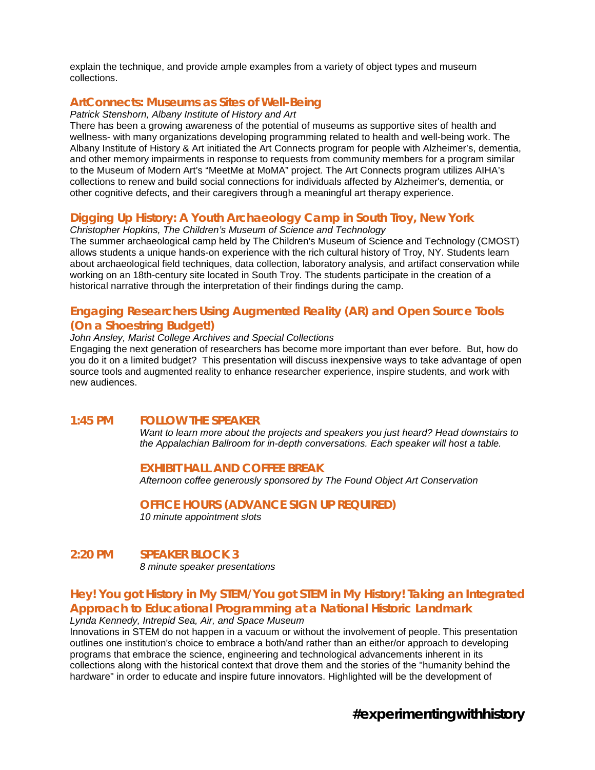explain the technique, and provide ample examples from a variety of object types and museum collections.

### ArtConnects: Museums as Sites of Well-Being

*Patrick Stenshorn, Albany Institute of History and Art*

There has been a growing awareness of the potential of museums as supportive sites of health and wellness- with many organizations developing programming related to health and well-being work. The Albany Institute of History & Art initiated the Art Connects program for people with Alzheimer's, dementia, and other memory impairments in response to requests from community members for a program similar to the Museum of Modern Art's "MeetMe at MoMA" project. The Art Connects program utilizes AIHA's collections to renew and build social connections for individuals affected by Alzheimer's, dementia, or other cognitive defects, and their caregivers through a meaningful art therapy experience.

### Digging Up History: A Youth Archaeology Camp in South Troy, New York

*Christopher Hopkins, The Children's Museum of Science and Technology*

The summer archaeological camp held by The Children's Museum of Science and Technology (CMOST) allows students a unique hands-on experience with the rich cultural history of Troy, NY. Students learn about archaeological field techniques, data collection, laboratory analysis, and artifact conservation while working on an 18th-century site located in South Troy. The students participate in the creation of a historical narrative through the interpretation of their findings during the camp.

### Engaging Researchers Using Augmented Reality (AR) and Open Source Tools (On a Shoestring Budget!)

*John Ansley, Marist College Archives and Special Collections*

Engaging the next generation of researchers has become more important than ever before. But, how do you do it on a limited budget? This presentation will discuss inexpensive ways to take advantage of open source tools and augmented reality to enhance researcher experience, inspire students, and work with new audiences.

## 1:45 PM FOLLOW THE SPEAKER

*Want to learn more about the projects and speakers you just heard? Head downstairs to the Appalachian Ballroom for in-depth conversations. Each speaker will host a table.*

### EXHIBIT HALL AND COFFEE BREAK

*Afternoon coffee generously sponsored by The Found Object Art Conservation*

### OFFICE HOURS (ADVANCE SIGN UP REQUIRED)

*10 minute appointment slots*

## 2:20 PM SPEAKER BLOCK 3

*8 minute speaker presentations*

### Hey! You got History in My STEM/You got STEM in My History! Taking an Integrated Approach to Educational Programming at a National Historic Landmark

*Lynda Kennedy, Intrepid Sea, Air, and Space Museum*

Innovations in STEM do not happen in a vacuum or without the involvement of people. This presentation outlines one institution's choice to embrace a both/and rather than an either/or approach to developing programs that embrace the science, engineering and technological advancements inherent in its collections along with the historical context that drove them and the stories of the "humanity behind the hardware" in order to educate and inspire future innovators. Highlighted will be the development of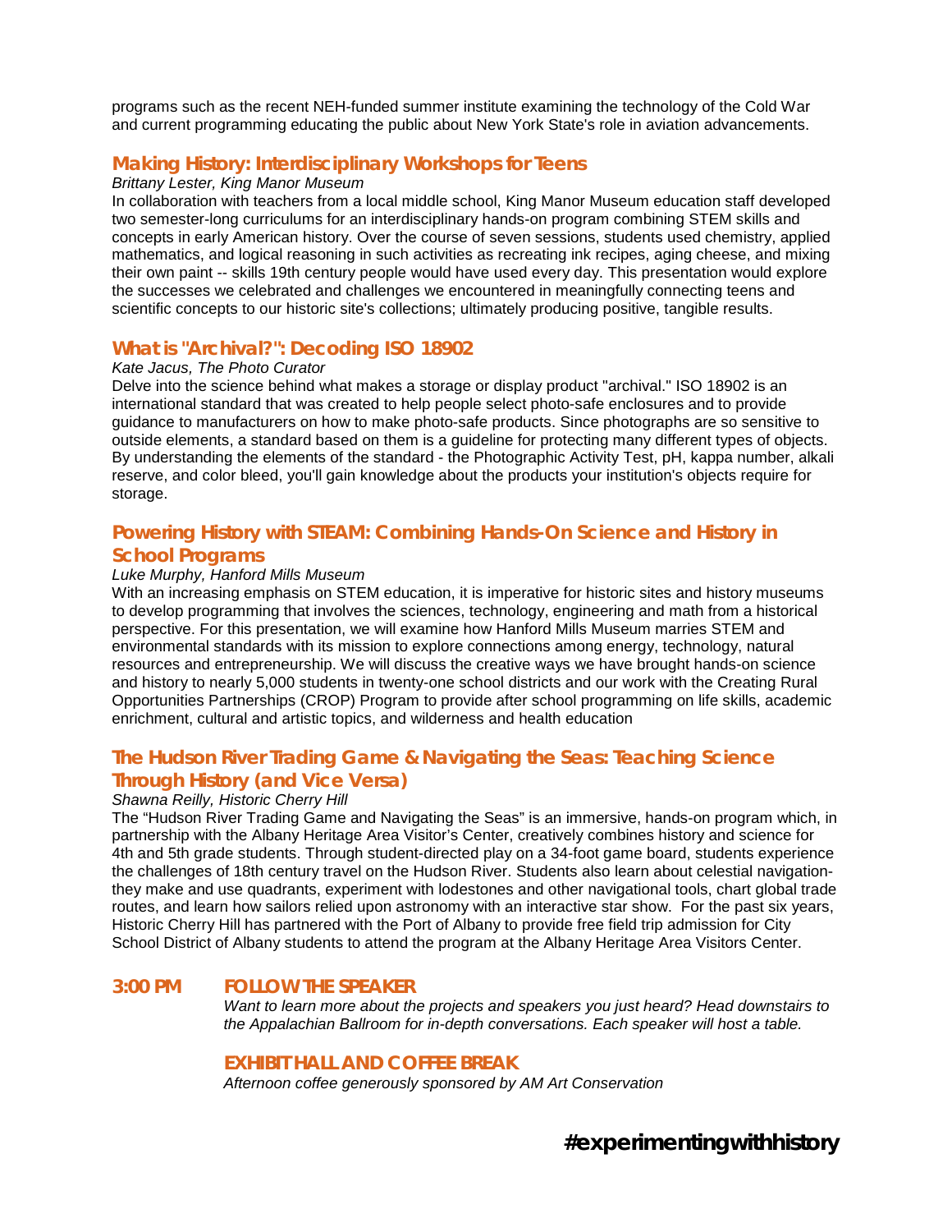programs such as the recent NEH-funded summer institute examining the technology of the Cold War and current programming educating the public about New York State's role in aviation advancements.

### Making History: Interdisciplinary Workshops for Teens

*Brittany Lester, King Manor Museum*

In collaboration with teachers from a local middle school, King Manor Museum education staff developed two semester-long curriculums for an interdisciplinary hands-on program combining STEM skills and concepts in early American history. Over the course of seven sessions, students used chemistry, applied mathematics, and logical reasoning in such activities as recreating ink recipes, aging cheese, and mixing their own paint -- skills 19th century people would have used every day. This presentation would explore the successes we celebrated and challenges we encountered in meaningfully connecting teens and scientific concepts to our historic site's collections; ultimately producing positive, tangible results.

### What is "Archival?": Decoding ISO 18902

*Kate Jacus, The Photo Curator*

Delve into the science behind what makes a storage or display product "archival." ISO 18902 is an international standard that was created to help people select photo-safe enclosures and to provide guidance to manufacturers on how to make photo-safe products. Since photographs are so sensitive to outside elements, a standard based on them is a guideline for protecting many different types of objects. By understanding the elements of the standard - the Photographic Activity Test, pH, kappa number, alkali reserve, and color bleed, you'll gain knowledge about the products your institution's objects require for storage.

### Powering History with STEAM: Combining Hands-On Science and History in School Programs

*Luke Murphy, Hanford Mills Museum*

With an increasing emphasis on STEM education, it is imperative for historic sites and history museums to develop programming that involves the sciences, technology, engineering and math from a historical perspective. For this presentation, we will examine how Hanford Mills Museum marries STEM and environmental standards with its mission to explore connections among energy, technology, natural resources and entrepreneurship. We will discuss the creative ways we have brought hands-on science and history to nearly 5,000 students in twenty-one school districts and our work with the Creating Rural Opportunities Partnerships (CROP) Program to provide after school programming on life skills, academic enrichment, cultural and artistic topics, and wilderness and health education

### The Hudson River Trading Game & Navigating the Seas: Teaching Science Through History (and Vice Versa)

*Shawna Reilly, Historic Cherry Hill*

The "Hudson River Trading Game and Navigating the Seas" is an immersive, hands-on program which, in partnership with the Albany Heritage Area Visitor's Center, creatively combines history and science for 4th and 5th grade students. Through student-directed play on a 34-foot game board, students experience the challenges of 18th century travel on the Hudson River. Students also learn about celestial navigation- they make and use quadrants, experiment with lodestones and other navigational tools, chart global trade routes, and learn how sailors relied upon astronomy with an interactive star show. For the past six years, Historic Cherry Hill has partnered with the Port of Albany to provide free field trip admission for City School District of Albany students to attend the program at the Albany Heritage Area Visitors Center.

### 3:00 PM FOLLOW THE SPEAKER

*Want to learn more about the projects and speakers you just heard? Head downstairs to the Appalachian Ballroom for in-depth conversations. Each speaker will host a table.*

### EXHIBIT HALL AND COFFEE BREAK

*Afternoon coffee generously sponsored by AM Art Conservation*

**#experimentingwithhistory**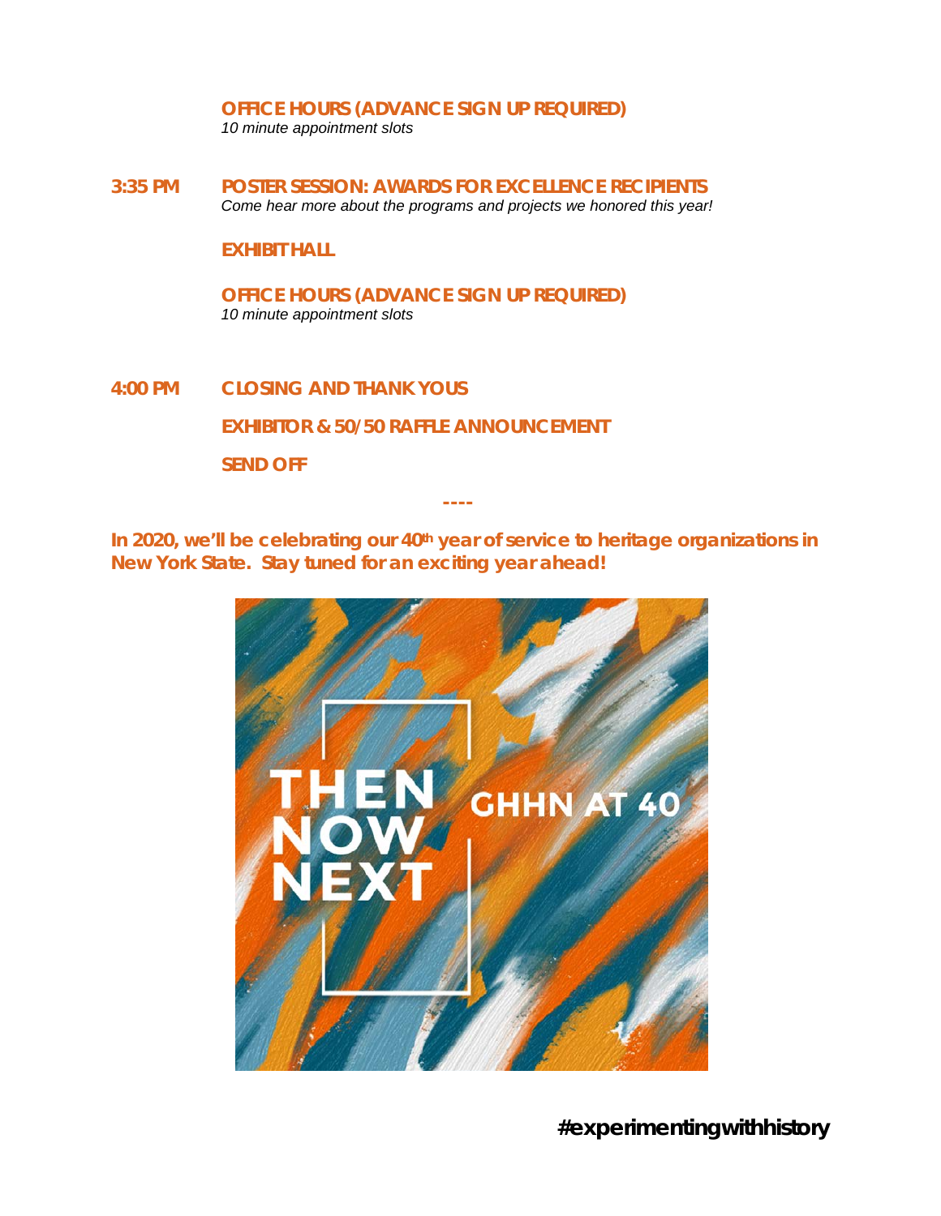**OFFICE HOURS (ADVANCE SIGN UP REQUIRED)**
*10 minute appointment slots*

**3:35 PM** **POSTER SESSION: AWARDS FOR EXCELLENCE RECIPIENTS**
*Come hear more about the programs and projects we honored this year!*

**EXHIBIT HALL**

**OFFICE HOURS (ADVANCE SIGN UP REQUIRED)**
*10 minute appointment slots*

**4:00 PM** **CLOSING AND THANK YOUS**

**EXHIBITOR & 50/50 RAFFLE ANNOUNCEMENT**

**SEND OFF**

----

**In 2020, we'll be celebrating our 40th year of service to heritage organizations in New York State. Stay tuned for an exciting year ahead!**

THEN NOW NEXT

GHHN AT 40

**#experimentingwithhistory**